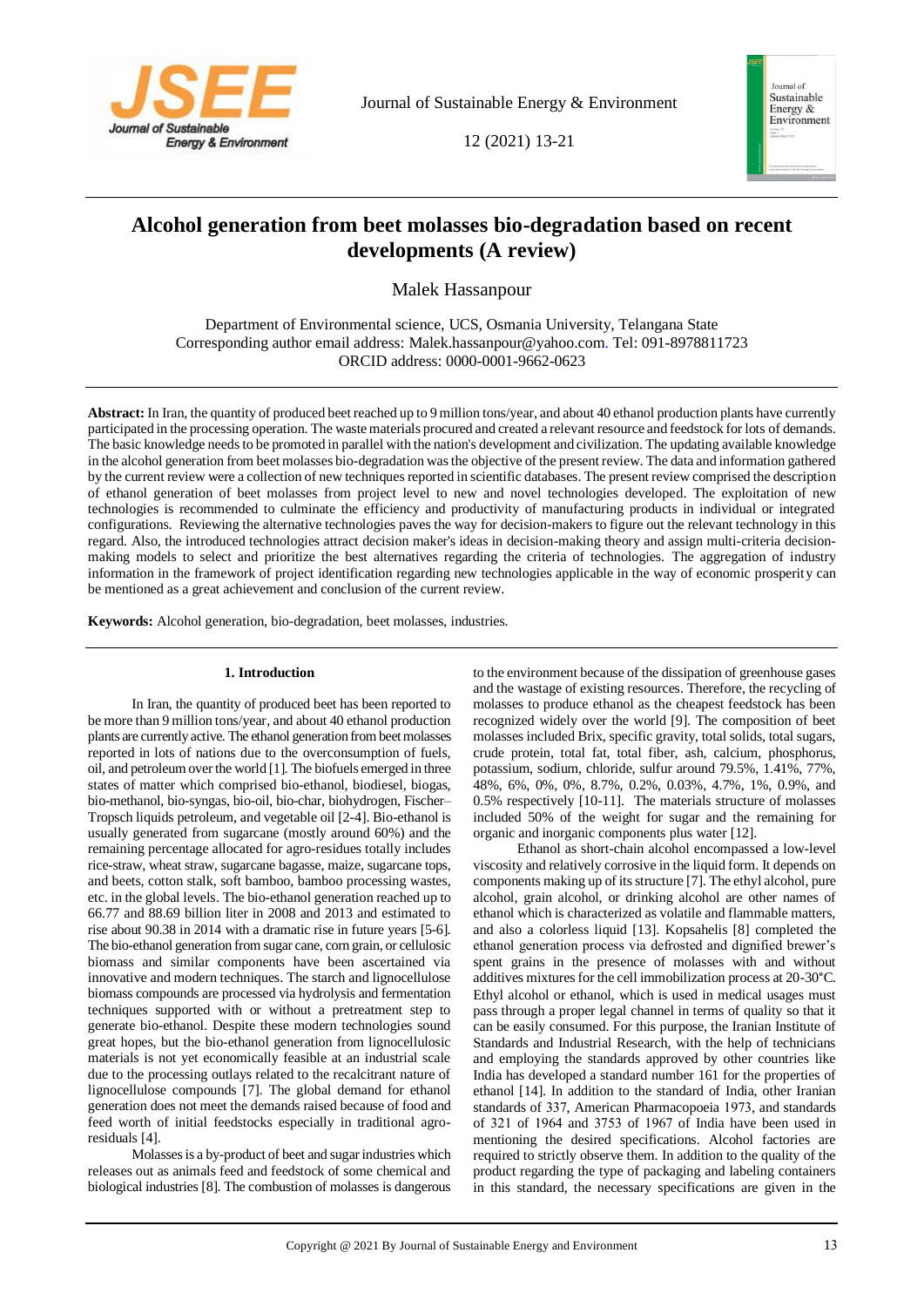// Alcohol generation from beet molasses bio-degradation based on recent developments (A review)

# Alcohol generation from beet molasses bio-degradation based on recent developments (A review)

Malek Hassanpour

Department of Environmental science, UCS, Osmania University, Telangana State
Corresponding author email address: Malek.hassanpour@yahoo.com. Tel: 091-8978811723
ORCID address: 0000-0001-9662-0623

**Abstract:** In Iran, the quantity of produced beet reached up to 9 million tons/year, and about 40 ethanol production plants have currently participated in the processing operation. The waste materials procured and created a relevant resource and feedstock for lots of demands. The basic knowledge needs to be promoted in parallel with the nation's development and civilization. The updating available knowledge in the alcohol generation from beet molasses bio-degradation was the objective of the present review. The data and information gathered by the current review were a collection of new techniques reported in scientific databases. The present review comprised the description of ethanol generation of beet molasses from project level to new and novel technologies developed. The exploitation of new technologies is recommended to culminate the efficiency and productivity of manufacturing products in individual or integrated configurations. Reviewing the alternative technologies paves the way for decision-makers to figure out the relevant technology in this regard. Also, the introduced technologies attract decision maker's ideas in decision-making theory and assign multi-criteria decision-making models to select and prioritize the best alternatives regarding the criteria of technologies. The aggregation of industry information in the framework of project identification regarding new technologies applicable in the way of economic prosperity can be mentioned as a great achievement and conclusion of the current review.

**Keywords:** Alcohol generation, bio-degradation, beet molasses, industries.

## 1. Introduction

In Iran, the quantity of produced beet has been reported to be more than 9 million tons/year, and about 40 ethanol production plants are currently active. The ethanol generation from beet molasses reported in lots of nations due to the overconsumption of fuels, oil, and petroleum over the world [1]. The biofuels emerged in three states of matter which comprised bio-ethanol, biodiesel, biogas, bio-methanol, bio-syngas, bio-oil, bio-char, biohydrogen, Fischer–Tropsch liquids petroleum, and vegetable oil [2-4]. Bio-ethanol is usually generated from sugarcane (mostly around 60%) and the remaining percentage allocated for agro-residues totally includes rice-straw, wheat straw, sugarcane bagasse, maize, sugarcane tops, and beets, cotton stalk, soft bamboo, bamboo processing wastes, etc. in the global levels. The bio-ethanol generation reached up to 66.77 and 88.69 billion liter in 2008 and 2013 and estimated to rise about 90.38 in 2014 with a dramatic rise in future years [5-6]. The bio-ethanol generation from sugar cane, corn grain, or cellulosic biomass and similar components have been ascertained via innovative and modern techniques. The starch and lignocellulose biomass compounds are processed via hydrolysis and fermentation techniques supported with or without a pretreatment step to generate bio-ethanol. Despite these modern technologies sound great hopes, but the bio-ethanol generation from lignocellulosic materials is not yet economically feasible at an industrial scale due to the processing outlays related to the recalcitrant nature of lignocellulose compounds [7]. The global demand for ethanol generation does not meet the demands raised because of food and feed worth of initial feedstocks especially in traditional agro-residuals [4].

Molasses is a by-product of beet and sugar industries which releases out as animals feed and feedstock of some chemical and biological industries [8]. The combustion of molasses is dangerous to the environment because of the dissipation of greenhouse gases and the wastage of existing resources. Therefore, the recycling of molasses to produce ethanol as the cheapest feedstock has been recognized widely over the world [9]. The composition of beet molasses included Brix, specific gravity, total solids, total sugars, crude protein, total fat, total fiber, ash, calcium, phosphorus, potassium, sodium, chloride, sulfur around 79.5%, 1.41%, 77%, 48%, 6%, 0%, 0%, 8.7%, 0.2%, 0.03%, 4.7%, 1%, 0.9%, and 0.5% respectively [10-11]. The materials structure of molasses included 50% of the weight for sugar and the remaining for organic and inorganic components plus water [12].

Ethanol as short-chain alcohol encompassed a low-level viscosity and relatively corrosive in the liquid form. It depends on components making up of its structure [7]. The ethyl alcohol, pure alcohol, grain alcohol, or drinking alcohol are other names of ethanol which is characterized as volatile and flammable matters, and also a colorless liquid [13]. Kopsahelis [8] completed the ethanol generation process via defrosted and dignified brewer's spent grains in the presence of molasses with and without additives mixtures for the cell immobilization process at 20-30°C. Ethyl alcohol or ethanol, which is used in medical usages must pass through a proper legal channel in terms of quality so that it can be easily consumed. For this purpose, the Iranian Institute of Standards and Industrial Research, with the help of technicians and employing the standards approved by other countries like India has developed a standard number 161 for the properties of ethanol [14]. In addition to the standard of India, other Iranian standards of 337, American Pharmacopoeia 1973, and standards of 321 of 1964 and 3753 of 1967 of India have been used in mentioning the desired specifications. Alcohol factories are required to strictly observe them. In addition to the quality of the product regarding the type of packaging and labeling containers in this standard, the necessary specifications are given in the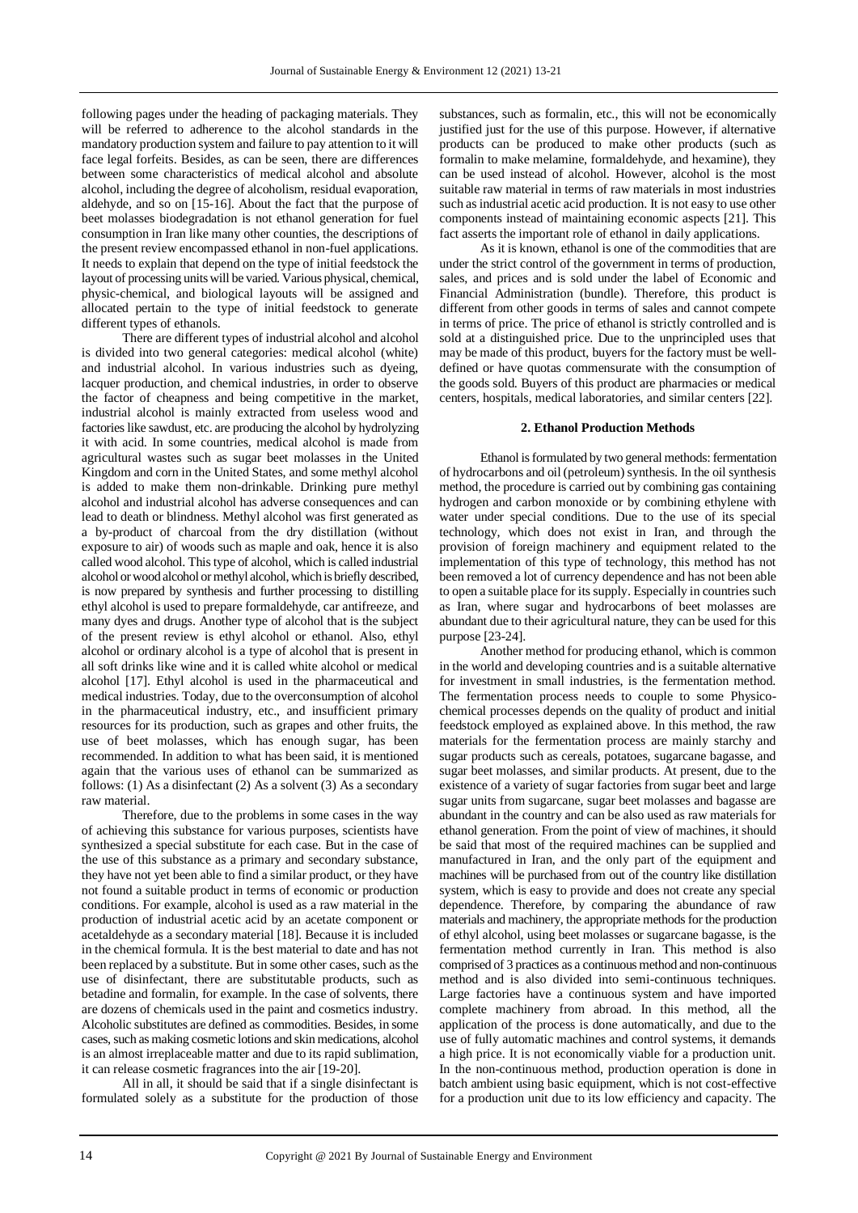following pages under the heading of packaging materials. They will be referred to adherence to the alcohol standards in the mandatory production system and failure to pay attention to it will face legal forfeits. Besides, as can be seen, there are differences between some characteristics of medical alcohol and absolute alcohol, including the degree of alcoholism, residual evaporation, aldehyde, and so on [15-16]. About the fact that the purpose of beet molasses biodegradation is not ethanol generation for fuel consumption in Iran like many other counties, the descriptions of the present review encompassed ethanol in non-fuel applications. It needs to explain that depend on the type of initial feedstock the layout of processing units will be varied. Various physical, chemical, physic-chemical, and biological layouts will be assigned and allocated pertain to the type of initial feedstock to generate different types of ethanols.

There are different types of industrial alcohol and alcohol is divided into two general categories: medical alcohol (white) and industrial alcohol. In various industries such as dyeing, lacquer production, and chemical industries, in order to observe the factor of cheapness and being competitive in the market, industrial alcohol is mainly extracted from useless wood and factories like sawdust, etc. are producing the alcohol by hydrolyzing it with acid. In some countries, medical alcohol is made from agricultural wastes such as sugar beet molasses in the United Kingdom and corn in the United States, and some methyl alcohol is added to make them non-drinkable. Drinking pure methyl alcohol and industrial alcohol has adverse consequences and can lead to death or blindness. Methyl alcohol was first generated as a by-product of charcoal from the dry distillation (without exposure to air) of woods such as maple and oak, hence it is also called wood alcohol. This type of alcohol, which is called industrial alcohol or wood alcohol or methyl alcohol, which is briefly described, is now prepared by synthesis and further processing to distilling ethyl alcohol is used to prepare formaldehyde, car antifreeze, and many dyes and drugs. Another type of alcohol that is the subject of the present review is ethyl alcohol or ethanol. Also, ethyl alcohol or ordinary alcohol is a type of alcohol that is present in all soft drinks like wine and it is called white alcohol or medical alcohol [17]. Ethyl alcohol is used in the pharmaceutical and medical industries. Today, due to the overconsumption of alcohol in the pharmaceutical industry, etc., and insufficient primary resources for its production, such as grapes and other fruits, the use of beet molasses, which has enough sugar, has been recommended. In addition to what has been said, it is mentioned again that the various uses of ethanol can be summarized as follows: (1) As a disinfectant (2) As a solvent (3) As a secondary raw material.

Therefore, due to the problems in some cases in the way of achieving this substance for various purposes, scientists have synthesized a special substitute for each case. But in the case of the use of this substance as a primary and secondary substance, they have not yet been able to find a similar product, or they have not found a suitable product in terms of economic or production conditions. For example, alcohol is used as a raw material in the production of industrial acetic acid by an acetate component or acetaldehyde as a secondary material [18]. Because it is included in the chemical formula. It is the best material to date and has not been replaced by a substitute. But in some other cases, such as the use of disinfectant, there are substitutable products, such as betadine and formalin, for example. In the case of solvents, there are dozens of chemicals used in the paint and cosmetics industry. Alcoholic substitutes are defined as commodities. Besides, in some cases, such as making cosmetic lotions and skin medications, alcohol is an almost irreplaceable matter and due to its rapid sublimation, it can release cosmetic fragrances into the air [19-20].

All in all, it should be said that if a single disinfectant is formulated solely as a substitute for the production of those substances, such as formalin, etc., this will not be economically justified just for the use of this purpose. However, if alternative products can be produced to make other products (such as formalin to make melamine, formaldehyde, and hexamine), they can be used instead of alcohol. However, alcohol is the most suitable raw material in terms of raw materials in most industries such as industrial acetic acid production. It is not easy to use other components instead of maintaining economic aspects [21]. This fact asserts the important role of ethanol in daily applications.

As it is known, ethanol is one of the commodities that are under the strict control of the government in terms of production, sales, and prices and is sold under the label of Economic and Financial Administration (bundle). Therefore, this product is different from other goods in terms of sales and cannot compete in terms of price. The price of ethanol is strictly controlled and is sold at a distinguished price. Due to the unprincipled uses that may be made of this product, buyers for the factory must be well-defined or have quotas commensurate with the consumption of the goods sold. Buyers of this product are pharmacies or medical centers, hospitals, medical laboratories, and similar centers [22].

## 2. Ethanol Production Methods

Ethanol is formulated by two general methods: fermentation of hydrocarbons and oil (petroleum) synthesis. In the oil synthesis method, the procedure is carried out by combining gas containing hydrogen and carbon monoxide or by combining ethylene with water under special conditions. Due to the use of its special technology, which does not exist in Iran, and through the provision of foreign machinery and equipment related to the implementation of this type of technology, this method has not been removed a lot of currency dependence and has not been able to open a suitable place for its supply. Especially in countries such as Iran, where sugar and hydrocarbons of beet molasses are abundant due to their agricultural nature, they can be used for this purpose [23-24].

Another method for producing ethanol, which is common in the world and developing countries and is a suitable alternative for investment in small industries, is the fermentation method. The fermentation process needs to couple to some Physico-chemical processes depends on the quality of product and initial feedstock employed as explained above. In this method, the raw materials for the fermentation process are mainly starchy and sugar products such as cereals, potatoes, sugarcane bagasse, and sugar beet molasses, and similar products. At present, due to the existence of a variety of sugar factories from sugar beet and large sugar units from sugarcane, sugar beet molasses and bagasse are abundant in the country and can be also used as raw materials for ethanol generation. From the point of view of machines, it should be said that most of the required machines can be supplied and manufactured in Iran, and the only part of the equipment and machines will be purchased from out of the country like distillation system, which is easy to provide and does not create any special dependence. Therefore, by comparing the abundance of raw materials and machinery, the appropriate methods for the production of ethyl alcohol, using beet molasses or sugarcane bagasse, is the fermentation method currently in Iran. This method is also comprised of 3 practices as a continuous method and non-continuous method and is also divided into semi-continuous techniques. Large factories have a continuous system and have imported complete machinery from abroad. In this method, all the application of the process is done automatically, and due to the use of fully automatic machines and control systems, it demands a high price. It is not economically viable for a production unit. In the non-continuous method, production operation is done in batch ambient using basic equipment, which is not cost-effective for a production unit due to its low efficiency and capacity. The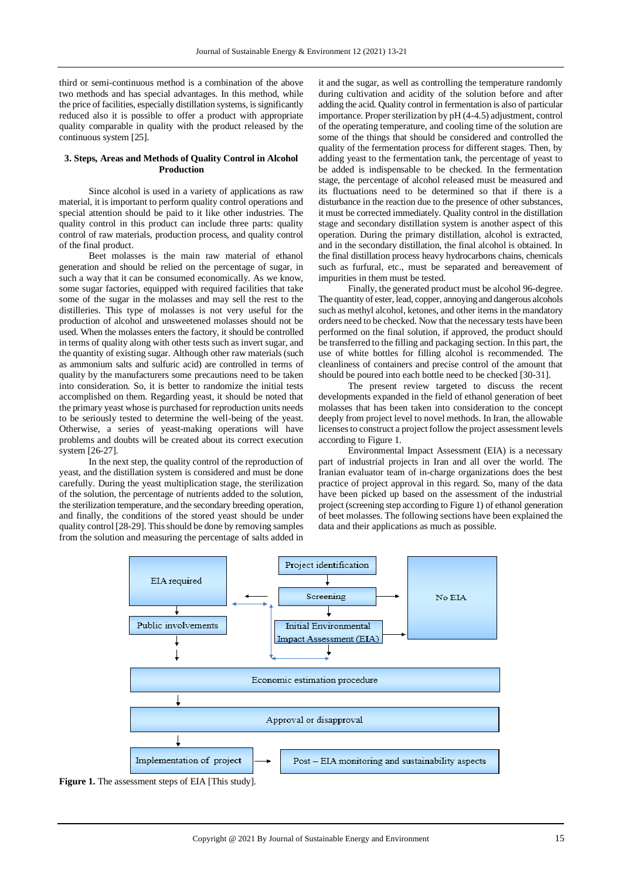third or semi-continuous method is a combination of the above two methods and has special advantages. In this method, while the price of facilities, especially distillation systems, is significantly reduced also it is possible to offer a product with appropriate quality comparable in quality with the product released by the continuous system [25].

### 3. Steps, Areas and Methods of Quality Control in Alcohol Production

Since alcohol is used in a variety of applications as raw material, it is important to perform quality control operations and special attention should be paid to it like other industries. The quality control in this product can include three parts: quality control of raw materials, production process, and quality control of the final product.

Beet molasses is the main raw material of ethanol generation and should be relied on the percentage of sugar, in such a way that it can be consumed economically. As we know, some sugar factories, equipped with required facilities that take some of the sugar in the molasses and may sell the rest to the distilleries. This type of molasses is not very useful for the production of alcohol and unsweetened molasses should not be used. When the molasses enters the factory, it should be controlled in terms of quality along with other tests such as invert sugar, and the quantity of existing sugar. Although other raw materials (such as ammonium salts and sulfuric acid) are controlled in terms of quality by the manufacturers some precautions need to be taken into consideration. So, it is better to randomize the initial tests accomplished on them. Regarding yeast, it should be noted that the primary yeast whose is purchased for reproduction units needs to be seriously tested to determine the well-being of the yeast. Otherwise, a series of yeast-making operations will have problems and doubts will be created about its correct execution system [26-27].

In the next step, the quality control of the reproduction of yeast, and the distillation system is considered and must be done carefully. During the yeast multiplication stage, the sterilization of the solution, the percentage of nutrients added to the solution, the sterilization temperature, and the secondary breeding operation, and finally, the conditions of the stored yeast should be under quality control [28-29]. This should be done by removing samples from the solution and measuring the percentage of salts added in it and the sugar, as well as controlling the temperature randomly during cultivation and acidity of the solution before and after adding the acid. Quality control in fermentation is also of particular importance. Proper sterilization by pH (4-4.5) adjustment, control of the operating temperature, and cooling time of the solution are some of the things that should be considered and controlled the quality of the fermentation process for different stages. Then, by adding yeast to the fermentation tank, the percentage of yeast to be added is indispensable to be checked. In the fermentation stage, the percentage of alcohol released must be measured and its fluctuations need to be determined so that if there is a disturbance in the reaction due to the presence of other substances, it must be corrected immediately. Quality control in the distillation stage and secondary distillation system is another aspect of this operation. During the primary distillation, alcohol is extracted, and in the secondary distillation, the final alcohol is obtained. In the final distillation process heavy hydrocarbons chains, chemicals such as furfural, etc., must be separated and bereavement of impurities in them must be tested.

Finally, the generated product must be alcohol 96-degree. The quantity of ester, lead, copper, annoying and dangerous alcohols such as methyl alcohol, ketones, and other items in the mandatory orders need to be checked. Now that the necessary tests have been performed on the final solution, if approved, the product should be transferred to the filling and packaging section. In this part, the use of white bottles for filling alcohol is recommended. The cleanliness of containers and precise control of the amount that should be poured into each bottle need to be checked [30-31].

The present review targeted to discuss the recent developments expanded in the field of ethanol generation of beet molasses that has been taken into consideration to the concept deeply from project level to novel methods. In Iran, the allowable licenses to construct a project follow the project assessment levels according to Figure 1.

Environmental Impact Assessment (EIA) is a necessary part of industrial projects in Iran and all over the world. The Iranian evaluator team of in-charge organizations does the best practice of project approval in this regard. So, many of the data have been picked up based on the assessment of the industrial project (screening step according to Figure 1) of ethanol generation of beet molasses. The following sections have been explained the data and their applications as much as possible.

**Figure 1.** The assessment steps of EIA [This study].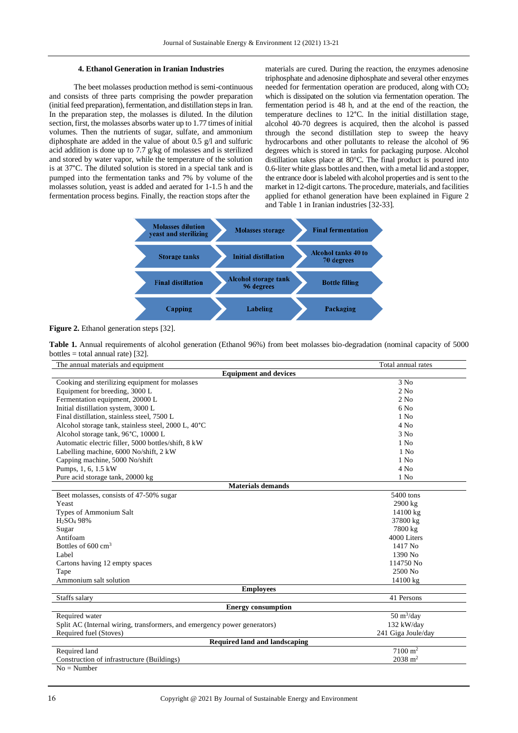## 4. Ethanol Generation in Iranian Industries

The beet molasses production method is semi-continuous and consists of three parts comprising the powder preparation (initial feed preparation), fermentation, and distillation steps in Iran. In the preparation step, the molasses is diluted. In the dilution section, first, the molasses absorbs water up to 1.77 times of initial volumes. Then the nutrients of sugar, sulfate, and ammonium diphosphate are added in the value of about 0.5 g/l and sulfuric acid addition is done up to 7.7 g/kg of molasses and is sterilized and stored by water vapor, while the temperature of the solution is at 37°C. The diluted solution is stored in a special tank and is pumped into the fermentation tanks and 7% by volume of the molasses solution, yeast is added and aerated for 1-1.5 h and the fermentation process begins. Finally, the reaction stops after the materials are cured. During the reaction, the enzymes adenosine triphosphate and adenosine diphosphate and several other enzymes needed for fermentation operation are produced, along with $CO_2$ which is dissipated on the solution via fermentation operation. The fermentation period is 48 h, and at the end of the reaction, the temperature declines to 12°C. In the initial distillation stage, alcohol 40-70 degrees is acquired, then the alcohol is passed through the second distillation step to sweep the heavy hydrocarbons and other pollutants to release the alcohol of 96 degrees which is stored in tanks for packaging purpose. Alcohol distillation takes place at 80°C. The final product is poured into 0.6-liter white glass bottles and then, with a metal lid and a stopper, the entrance door is labeled with alcohol properties and is sent to the market in 12-digit cartons. The procedure, materials, and facilities applied for ethanol generation have been explained in Figure 2 and Table 1 in Iranian industries [32-33].

Molasses dilution yeast and sterilizing → Molasses storage → Final fermentation → Storage tanks → Initial distillation → Alcohol tanks 40 to 70 degrees → Final distillation → Alcohol storage tank 96 degrees → Bottle filling → Capping → Labeling → Packaging

**Figure 2.** Ethanol generation steps [32].

**Table 1.** Annual requirements of alcohol generation (Ethanol 96%) from beet molasses bio-degradation (nominal capacity of 5000 bottles = total annual rate) [32].

| The annual materials and equipment | Total annual rates |
|---|---|
| **Equipment and devices** | |
| Cooking and sterilizing equipment for molasses | 3 No |
| Equipment for breeding, 3000 L | 2 No |
| Fermentation equipment, 20000 L | 2 No |
| Initial distillation system, 3000 L | 6 No |
| Final distillation, stainless steel, 7500 L | 1 No |
| Alcohol storage tank, stainless steel, 2000 L, 40°C | 4 No |
| Alcohol storage tank, 96°C, 10000 L | 3 No |
| Automatic electric filler, 5000 bottles/shift, 8 kW | 1 No |
| Labelling machine, 6000 No/shift, 2 kW | 1 No |
| Capping machine, 5000 No/shift | 1 No |
| Pumps, 1, 6, 1.5 kW | 4 No |
| Pure acid storage tank, 20000 kg | 1 No |
| **Materials demands** | |
| Beet molasses, consists of 47-50% sugar | 5400 tons |
| Yeast | 2900 kg |
| Types of Ammonium Salt | 14100 kg |
| $H_2SO_4$ 98% | 37800 kg |
| Sugar | 7800 kg |
| Antifoam | 4000 Liters |
| Bottles of 600 $cm^3$ | 1417 No |
| Label | 1390 No |
| Cartons having 12 empty spaces | 114750 No |
| Tape | 2500 No |
| Ammonium salt solution | 14100 kg |
| **Employees** | |
| Staffs salary | 41 Persons |
| **Energy consumption** | |
| Required water | 50 $m^3$/day |
| Split AC (Internal wiring, transformers, and emergency power generators) | 132 kW/day |
| Required fuel (Stoves) | 241 Giga Joule/day |
| **Required land and landscaping** | |
| Required land | 7100 $m^2$ |
| Construction of infrastructure (Buildings) | 2038 $m^2$ |

No = Number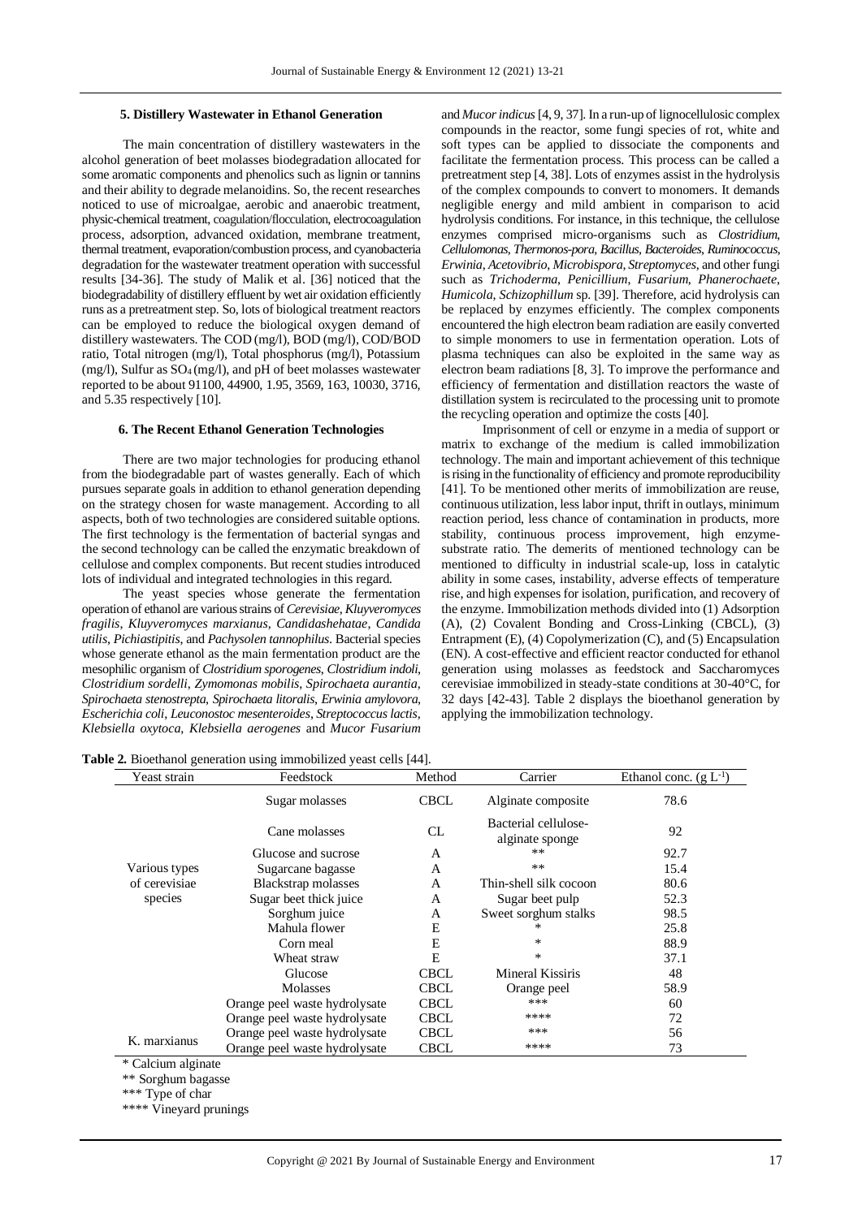### 5. Distillery Wastewater in Ethanol Generation

The main concentration of distillery wastewaters in the alcohol generation of beet molasses biodegradation allocated for some aromatic components and phenolics such as lignin or tannins and their ability to degrade melanoidins. So, the recent researches noticed to use of microalgae, aerobic and anaerobic treatment, physic-chemical treatment, coagulation/flocculation, electrocoagulation process, adsorption, advanced oxidation, membrane treatment, thermal treatment, evaporation/combustion process, and cyanobacteria degradation for the wastewater treatment operation with successful results [34-36]. The study of Malik et al. [36] noticed that the biodegradability of distillery effluent by wet air oxidation efficiently runs as a pretreatment step. So, lots of biological treatment reactors can be employed to reduce the biological oxygen demand of distillery wastewaters. The COD (mg/l), BOD (mg/l), COD/BOD ratio, Total nitrogen (mg/l), Total phosphorus (mg/l), Potassium (mg/l), Sulfur as $SO_4$ (mg/l), and pH of beet molasses wastewater reported to be about 91100, 44900, 1.95, 3569, 163, 10030, 3716, and 5.35 respectively [10].

### 6. The Recent Ethanol Generation Technologies

There are two major technologies for producing ethanol from the biodegradable part of wastes generally. Each of which pursues separate goals in addition to ethanol generation depending on the strategy chosen for waste management. According to all aspects, both of two technologies are considered suitable options. The first technology is the fermentation of bacterial syngas and the second technology can be called the enzymatic breakdown of cellulose and complex components. But recent studies introduced lots of individual and integrated technologies in this regard.

The yeast species whose generate the fermentation operation of ethanol are various strains of *Cerevisiae*, *Kluyveromyces fragilis*, *Kluyveromyces marxianus*, *Candidashehatae*, *Candida utilis*, *Pichiastipitis*, and *Pachysolen tannophilus*. Bacterial species whose generate ethanol as the main fermentation product are the mesophilic organism of *Clostridium sporogenes*, *Clostridium indoli*, *Clostridium sordelli*, *Zymomonas mobilis*, *Spirochaeta aurantia*, *Spirochaeta stenostrepta*, *Spirochaeta litoralis*, *Erwinia amylovora*, *Escherichia coli*, *Leuconostoc mesenteroides*, *Streptococcus lactis*, *Klebsiella oxytoca*, *Klebsiella aerogenes* and *Mucor Fusarium* and *Mucor indicus* [4, 9, 37]. In a run-up of lignocellulosic complex compounds in the reactor, some fungi species of rot, white and soft types can be applied to dissociate the components and facilitate the fermentation process. This process can be called a pretreatment step [4, 38]. Lots of enzymes assist in the hydrolysis of the complex compounds to convert to monomers. It demands negligible energy and mild ambient in comparison to acid hydrolysis conditions. For instance, in this technique, the cellulose enzymes comprised micro-organisms such as *Clostridium*, *Cellulomonas*, *Thermonos-pora*, *Bacillus*, *Bacteroides*, *Ruminococcus*, *Erwinia*, *Acetovibrio*, *Microbispora*, *Streptomyces*, and other fungi such as *Trichoderma*, *Penicillium*, *Fusarium*, *Phanerochaete*, *Humicola*, *Schizophillum* sp. [39]. Therefore, acid hydrolysis can be replaced by enzymes efficiently. The complex components encountered the high electron beam radiation are easily converted to simple monomers to use in fermentation operation. Lots of plasma techniques can also be exploited in the same way as electron beam radiations [8, 3]. To improve the performance and efficiency of fermentation and distillation reactors the waste of distillation system is recirculated to the processing unit to promote the recycling operation and optimize the costs [40].

Imprisonment of cell or enzyme in a media of support or matrix to exchange of the medium is called immobilization technology. The main and important achievement of this technique is rising in the functionality of efficiency and promote reproducibility [41]. To be mentioned other merits of immobilization are reuse, continuous utilization, less labor input, thrift in outlays, minimum reaction period, less chance of contamination in products, more stability, continuous process improvement, high enzyme-substrate ratio. The demerits of mentioned technology can be mentioned to difficulty in industrial scale-up, loss in catalytic ability in some cases, instability, adverse effects of temperature rise, and high expenses for isolation, purification, and recovery of the enzyme. Immobilization methods divided into (1) Adsorption (A), (2) Covalent Bonding and Cross-Linking (CBCL), (3) Entrapment (E), (4) Copolymerization (C), and (5) Encapsulation (EN). A cost-effective and efficient reactor conducted for ethanol generation using molasses as feedstock and Saccharomyces cerevisiae immobilized in steady-state conditions at 30-40°C, for 32 days [42-43]. Table 2 displays the bioethanol generation by applying the immobilization technology.

**Table 2.** Bioethanol generation using immobilized yeast cells [44].

| Yeast strain | Feedstock | Method | Carrier | Ethanol conc. (g $L^{-1}$) |
|---|---|---|---|---|
| Various types of cerevisiae species | Sugar molasses | CBCL | Alginate composite | 78.6 |
| | Cane molasses | CL | Bacterial cellulose-alginate sponge | 92 |
| | Glucose and sucrose | A | ** | 92.7 |
| | Sugarcane bagasse | A | ** | 15.4 |
| | Blackstrap molasses | A | Thin-shell silk cocoon | 80.6 |
| | Sugar beet thick juice | A | Sugar beet pulp | 52.3 |
| | Sorghum juice | A | Sweet sorghum stalks | 98.5 |
| | Mahula flower | E | * | 25.8 |
| | Corn meal | E | * | 88.9 |
| | Wheat straw | E | * | 37.1 |
| | Glucose | CBCL | Mineral Kissiris | 48 |
| | Molasses | CBCL | Orange peel | 58.9 |
| | Orange peel waste hydrolysate | CBCL | *** | 60 |
| | Orange peel waste hydrolysate | CBCL | **** | 72 |
| K. marxianus | Orange peel waste hydrolysate | CBCL | *** | 56 |
| | Orange peel waste hydrolysate | CBCL | **** | 73 |

* Calcium alginate

** Sorghum bagasse

*** Type of char

**** Vineyard prunings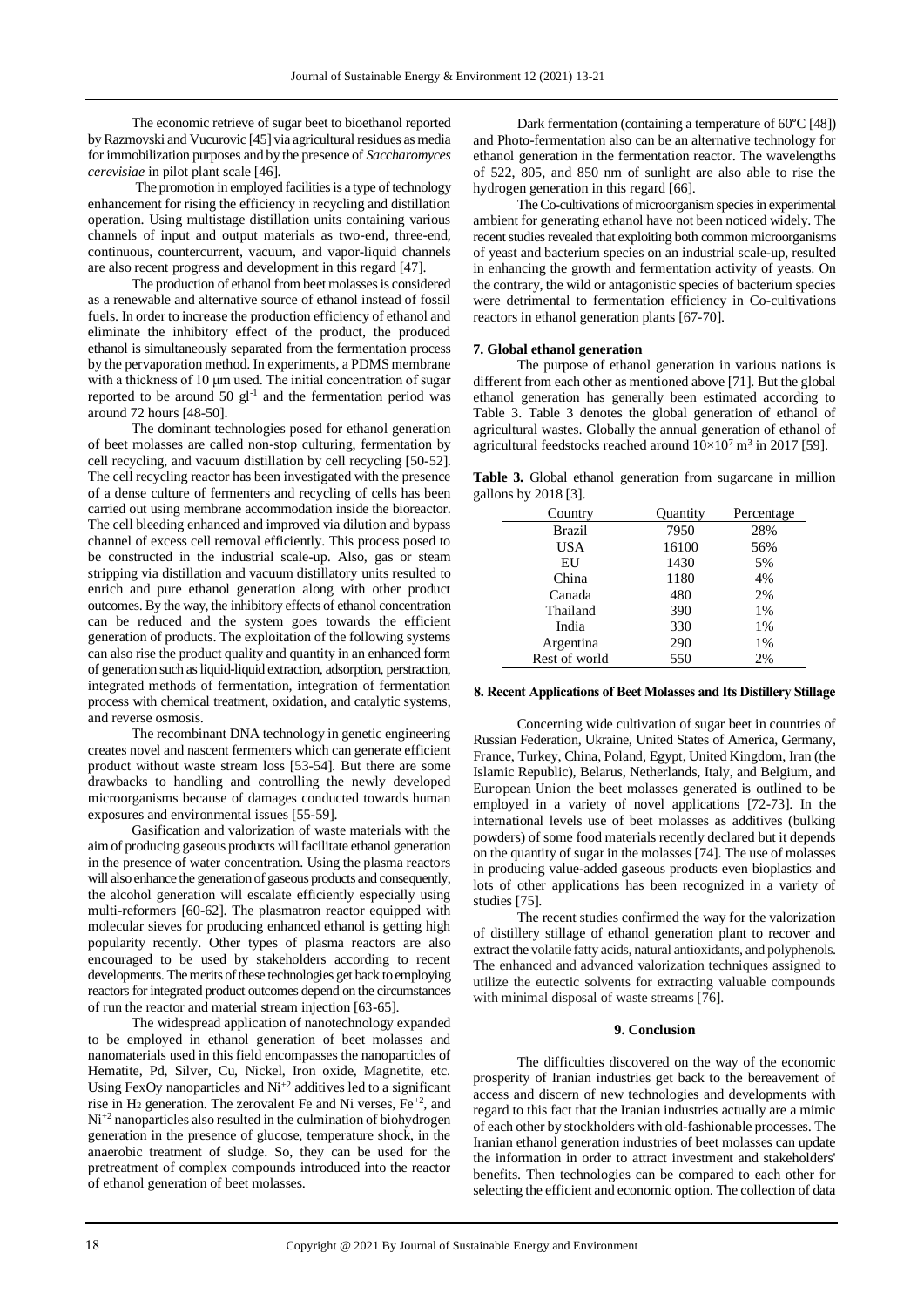The economic retrieve of sugar beet to bioethanol reported by Razmovski and Vucurovic [45] via agricultural residues as media for immobilization purposes and by the presence of *Saccharomyces cerevisiae* in pilot plant scale [46].

The promotion in employed facilities is a type of technology enhancement for rising the efficiency in recycling and distillation operation. Using multistage distillation units containing various channels of input and output materials as two-end, three-end, continuous, countercurrent, vacuum, and vapor-liquid channels are also recent progress and development in this regard [47].

The production of ethanol from beet molasses is considered as a renewable and alternative source of ethanol instead of fossil fuels. In order to increase the production efficiency of ethanol and eliminate the inhibitory effect of the product, the produced ethanol is simultaneously separated from the fermentation process by the pervaporation method. In experiments, a PDMS membrane with a thickness of 10 μm used. The initial concentration of sugar reported to be around 50 $gl^{-1}$ and the fermentation period was around 72 hours [48-50].

The dominant technologies posed for ethanol generation of beet molasses are called non-stop culturing, fermentation by cell recycling, and vacuum distillation by cell recycling [50-52]. The cell recycling reactor has been investigated with the presence of a dense culture of fermenters and recycling of cells has been carried out using membrane accommodation inside the bioreactor. The cell bleeding enhanced and improved via dilution and bypass channel of excess cell removal efficiently. This process posed to be constructed in the industrial scale-up. Also, gas or steam stripping via distillation and vacuum distillatory units resulted to enrich and pure ethanol generation along with other product outcomes. By the way, the inhibitory effects of ethanol concentration can be reduced and the system goes towards the efficient generation of products. The exploitation of the following systems can also rise the product quality and quantity in an enhanced form of generation such as liquid-liquid extraction, adsorption, perstraction, integrated methods of fermentation, integration of fermentation process with chemical treatment, oxidation, and catalytic systems, and reverse osmosis.

The recombinant DNA technology in genetic engineering creates novel and nascent fermenters which can generate efficient product without waste stream loss [53-54]. But there are some drawbacks to handling and controlling the newly developed microorganisms because of damages conducted towards human exposures and environmental issues [55-59].

Gasification and valorization of waste materials with the aim of producing gaseous products will facilitate ethanol generation in the presence of water concentration. Using the plasma reactors will also enhance the generation of gaseous products and consequently, the alcohol generation will escalate efficiently especially using multi-reformers [60-62]. The plasmatron reactor equipped with molecular sieves for producing enhanced ethanol is getting high popularity recently. Other types of plasma reactors are also encouraged to be used by stakeholders according to recent developments. The merits of these technologies get back to employing reactors for integrated product outcomes depend on the circumstances of run the reactor and material stream injection [63-65].

The widespread application of nanotechnology expanded to be employed in ethanol generation of beet molasses and nanomaterials used in this field encompasses the nanoparticles of Hematite, Pd, Silver, Cu, Nickel, Iron oxide, Magnetite, etc. Using FexOy nanoparticles and $Ni^{+2}$ additives led to a significant rise in $H_2$ generation. The zerovalent Fe and Ni verses, $Fe^{+2}$, and $Ni^{+2}$ nanoparticles also resulted in the culmination of biohydrogen generation in the presence of glucose, temperature shock, in the anaerobic treatment of sludge. So, they can be used for the pretreatment of complex compounds introduced into the reactor of ethanol generation of beet molasses.

Dark fermentation (containing a temperature of 60°C [48]) and Photo-fermentation also can be an alternative technology for ethanol generation in the fermentation reactor. The wavelengths of 522, 805, and 850 nm of sunlight are also able to rise the hydrogen generation in this regard [66].

The Co-cultivations of microorganism species in experimental ambient for generating ethanol have not been noticed widely. The recent studies revealed that exploiting both common microorganisms of yeast and bacterium species on an industrial scale-up, resulted in enhancing the growth and fermentation activity of yeasts. On the contrary, the wild or antagonistic species of bacterium species were detrimental to fermentation efficiency in Co-cultivations reactors in ethanol generation plants [67-70].

## 7. Global ethanol generation

The purpose of ethanol generation in various nations is different from each other as mentioned above [71]. But the global ethanol generation has generally been estimated according to Table 3. Table 3 denotes the global generation of ethanol of agricultural wastes. Globally the annual generation of ethanol of agricultural feedstocks reached around $10\times10^7$ $m^3$ in 2017 [59].

**Table 3.** Global ethanol generation from sugarcane in million gallons by 2018 [3].

| Country | Quantity | Percentage |
|---|---|---|
| Brazil | 7950 | 28% |
| USA | 16100 | 56% |
| EU | 1430 | 5% |
| China | 1180 | 4% |
| Canada | 480 | 2% |
| Thailand | 390 | 1% |
| India | 330 | 1% |
| Argentina | 290 | 1% |
| Rest of world | 550 | 2% |

## 8. Recent Applications of Beet Molasses and Its Distillery Stillage

Concerning wide cultivation of sugar beet in countries of Russian Federation, Ukraine, United States of America, Germany, France, Turkey, China, Poland, Egypt, United Kingdom, Iran (the Islamic Republic), Belarus, Netherlands, Italy, and Belgium, and European Union the beet molasses generated is outlined to be employed in a variety of novel applications [72-73]. In the international levels use of beet molasses as additives (bulking powders) of some food materials recently declared but it depends on the quantity of sugar in the molasses [74]. The use of molasses in producing value-added gaseous products even bioplastics and lots of other applications has been recognized in a variety of studies [75].

The recent studies confirmed the way for the valorization of distillery stillage of ethanol generation plant to recover and extract the volatile fatty acids, natural antioxidants, and polyphenols. The enhanced and advanced valorization techniques assigned to utilize the eutectic solvents for extracting valuable compounds with minimal disposal of waste streams [76].

## 9. Conclusion

The difficulties discovered on the way of the economic prosperity of Iranian industries get back to the bereavement of access and discern of new technologies and developments with regard to this fact that the Iranian industries actually are a mimic of each other by stockholders with old-fashionable processes. The Iranian ethanol generation industries of beet molasses can update the information in order to attract investment and stakeholders' benefits. Then technologies can be compared to each other for selecting the efficient and economic option. The collection of data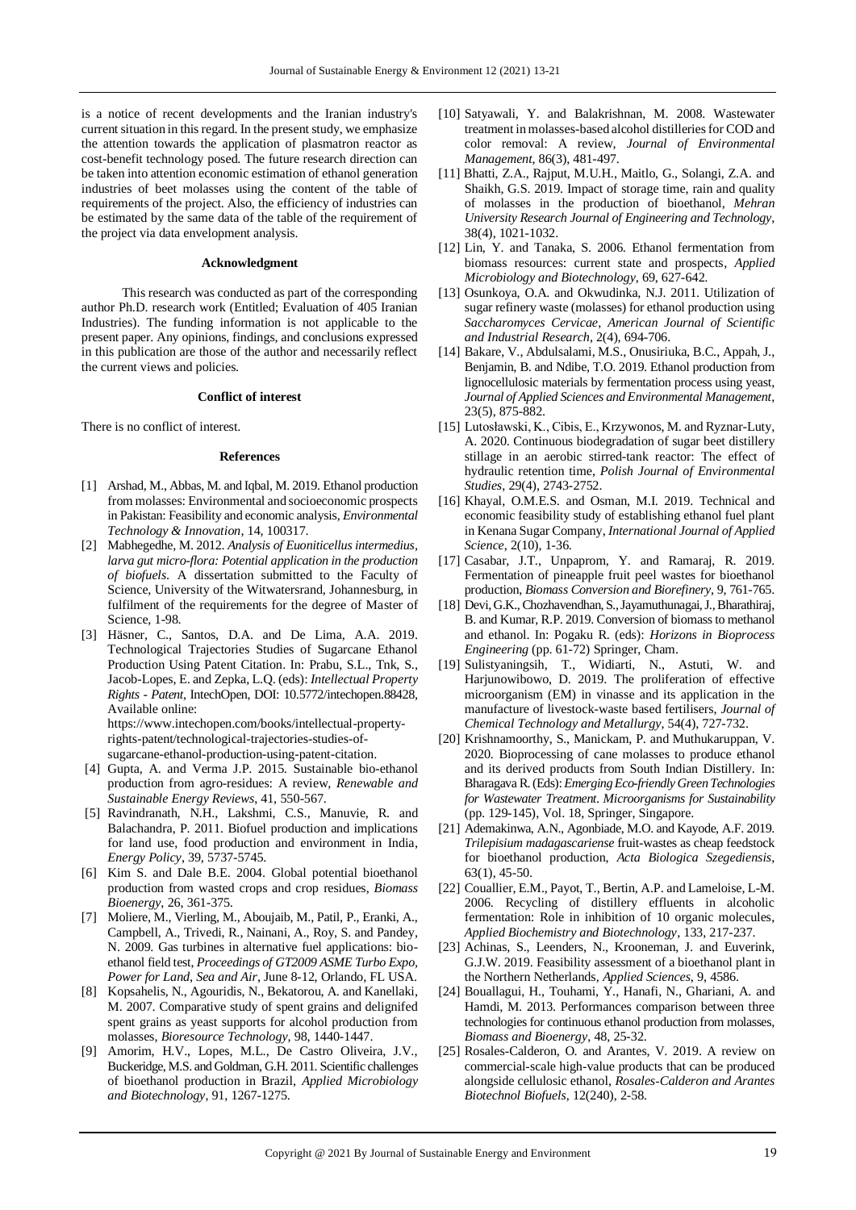is a notice of recent developments and the Iranian industry's current situation in this regard. In the present study, we emphasize the attention towards the application of plasmatron reactor as cost-benefit technology posed. The future research direction can be taken into attention economic estimation of ethanol generation industries of beet molasses using the content of the table of requirements of the project. Also, the efficiency of industries can be estimated by the same data of the table of the requirement of the project via data envelopment analysis.

### Acknowledgment

This research was conducted as part of the corresponding author Ph.D. research work (Entitled; Evaluation of 405 Iranian Industries). The funding information is not applicable to the present paper. Any opinions, findings, and conclusions expressed in this publication are those of the author and necessarily reflect the current views and policies.

### Conflict of interest

There is no conflict of interest.

### References

[1] Arshad, M., Abbas, M. and Iqbal, M. 2019. Ethanol production from molasses: Environmental and socioeconomic prospects in Pakistan: Feasibility and economic analysis, *Environmental Technology & Innovation*, 14, 100317.

[2] Mabhegedhe, M. 2012. *Analysis of Euoniticellus intermedius, larva gut micro-flora: Potential application in the production of biofuels*. A dissertation submitted to the Faculty of Science, University of the Witwatersrand, Johannesburg, in fulfilment of the requirements for the degree of Master of Science, 1-98.

[3] Häsner, C., Santos, D.A. and De Lima, A.A. 2019. Technological Trajectories Studies of Sugarcane Ethanol Production Using Patent Citation. In: Prabu, S.L., Tnk, S., Jacob-Lopes, E. and Zepka, L.Q. (eds): *Intellectual Property Rights - Patent*, IntechOpen, DOI: 10.5772/intechopen.88428, Available online: https://www.intechopen.com/books/intellectual-property-rights-patent/technological-trajectories-studies-of-sugarcane-ethanol-production-using-patent-citation.

[4] Gupta, A. and Verma J.P. 2015. Sustainable bio-ethanol production from agro-residues: A review, *Renewable and Sustainable Energy Reviews*, 41, 550-567.

[5] Ravindranath, N.H., Lakshmi, C.S., Manuvie, R. and Balachandra, P. 2011. Biofuel production and implications for land use, food production and environment in India, *Energy Policy*, 39, 5737-5745.

[6] Kim S. and Dale B.E. 2004. Global potential bioethanol production from wasted crops and crop residues, *Biomass Bioenergy*, 26, 361-375.

[7] Moliere, M., Vierling, M., Aboujaib, M., Patil, P., Eranki, A., Campbell, A., Trivedi, R., Nainani, A., Roy, S. and Pandey, N. 2009. Gas turbines in alternative fuel applications: bio-ethanol field test, *Proceedings of GT2009 ASME Turbo Expo, Power for Land, Sea and Air*, June 8-12, Orlando, FL USA.

[8] Kopsahelis, N., Agouridis, N., Bekatorou, A. and Kanellaki, M. 2007. Comparative study of spent grains and delignifed spent grains as yeast supports for alcohol production from molasses, *Bioresource Technology*, 98, 1440-1447.

[9] Amorim, H.V., Lopes, M.L., De Castro Oliveira, J.V., Buckeridge, M.S. and Goldman, G.H. 2011. Scientific challenges of bioethanol production in Brazil, *Applied Microbiology and Biotechnology*, 91, 1267-1275.

[10] Satyawali, Y. and Balakrishnan, M. 2008. Wastewater treatment in molasses-based alcohol distilleries for COD and color removal: A review, *Journal of Environmental Management*, 86(3), 481-497.

[11] Bhatti, Z.A., Rajput, M.U.H., Maitlo, G., Solangi, Z.A. and Shaikh, G.S. 2019. Impact of storage time, rain and quality of molasses in the production of bioethanol, *Mehran University Research Journal of Engineering and Technology*, 38(4), 1021-1032.

[12] Lin, Y. and Tanaka, S. 2006. Ethanol fermentation from biomass resources: current state and prospects, *Applied Microbiology and Biotechnology*, 69, 627-642.

[13] Osunkoya, O.A. and Okwudinka, N.J. 2011. Utilization of sugar refinery waste (molasses) for ethanol production using *Saccharomyces Cervicae*, *American Journal of Scientific and Industrial Research*, 2(4), 694-706.

[14] Bakare, V., Abdulsalami, M.S., Onusiriuka, B.C., Appah, J., Benjamin, B. and Ndibe, T.O. 2019. Ethanol production from lignocellulosic materials by fermentation process using yeast, *Journal of Applied Sciences and Environmental Management*, 23(5), 875-882.

[15] Lutosławski, K., Cibis, E., Krzywonos, M. and Ryznar-Luty, A. 2020. Continuous biodegradation of sugar beet distillery stillage in an aerobic stirred-tank reactor: The effect of hydraulic retention time, *Polish Journal of Environmental Studies*, 29(4), 2743-2752.

[16] Khayal, O.M.E.S. and Osman, M.I. 2019. Technical and economic feasibility study of establishing ethanol fuel plant in Kenana Sugar Company, *International Journal of Applied Science*, 2(10), 1-36.

[17] Casabar, J.T., Unpaprom, Y. and Ramaraj, R. 2019. Fermentation of pineapple fruit peel wastes for bioethanol production, *Biomass Conversion and Biorefinery*, 9, 761-765.

[18] Devi, G.K., Chozhavendhan, S., Jayamuthunagai, J., Bharathiraj, B. and Kumar, R.P. 2019. Conversion of biomass to methanol and ethanol. In: Pogaku R. (eds): *Horizons in Bioprocess Engineering* (pp. 61-72) Springer, Cham.

[19] Sulistyaningsih, T., Widiarti, N., Astuti, W. and Harjunowibowo, D. 2019. The proliferation of effective microorganism (EM) in vinasse and its application in the manufacture of livestock-waste based fertilisers, *Journal of Chemical Technology and Metallurgy*, 54(4), 727-732.

[20] Krishnamoorthy, S., Manickam, P. and Muthukaruppan, V. 2020. Bioprocessing of cane molasses to produce ethanol and its derived products from South Indian Distillery. In: Bharagava R. (Eds): *Emerging Eco-friendly Green Technologies for Wastewater Treatment. Microorganisms for Sustainability* (pp. 129-145), Vol. 18, Springer, Singapore.

[21] Ademakinwa, A.N., Agonbiade, M.O. and Kayode, A.F. 2019. *Trilepisium madagascariense* fruit-wastes as cheap feedstock for bioethanol production, *Acta Biologica Szegediensis*, 63(1), 45-50.

[22] Couallier, E.M., Payot, T., Bertin, A.P. and Lameloise, L-M. 2006. Recycling of distillery effluents in alcoholic fermentation: Role in inhibition of 10 organic molecules, *Applied Biochemistry and Biotechnology*, 133, 217-237.

[23] Achinas, S., Leenders, N., Krooneman, J. and Euverink, G.J.W. 2019. Feasibility assessment of a bioethanol plant in the Northern Netherlands, *Applied Sciences*, 9, 4586.

[24] Bouallagui, H., Touhami, Y., Hanafi, N., Ghariani, A. and Hamdi, M. 2013. Performances comparison between three technologies for continuous ethanol production from molasses, *Biomass and Bioenergy*, 48, 25-32.

[25] Rosales-Calderon, O. and Arantes, V. 2019. A review on commercial-scale high-value products that can be produced alongside cellulosic ethanol, *Rosales-Calderon and Arantes Biotechnol Biofuels*, 12(240), 2-58.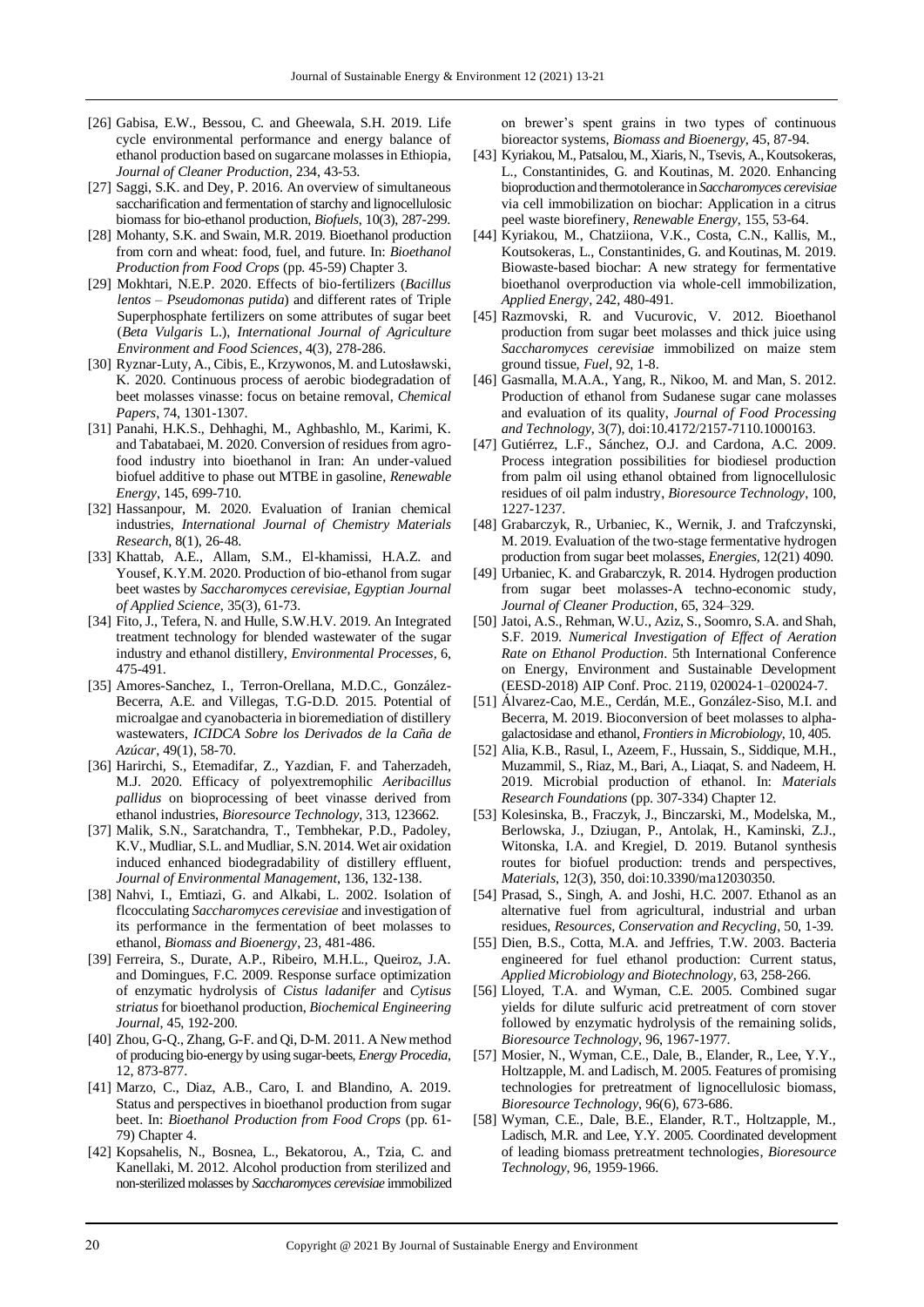[26] Gabisa, E.W., Bessou, C. and Gheewala, S.H. 2019. Life cycle environmental performance and energy balance of ethanol production based on sugarcane molasses in Ethiopia, *Journal of Cleaner Production*, 234, 43-53.

[27] Saggi, S.K. and Dey, P. 2016. An overview of simultaneous saccharification and fermentation of starchy and lignocellulosic biomass for bio-ethanol production, *Biofuels*, 10(3), 287-299.

[28] Mohanty, S.K. and Swain, M.R. 2019. Bioethanol production from corn and wheat: food, fuel, and future. In: *Bioethanol Production from Food Crops* (pp. 45-59) Chapter 3.

[29] Mokhtari, N.E.P. 2020. Effects of bio-fertilizers (*Bacillus lentos – Pseudomonas putida*) and different rates of Triple Superphosphate fertilizers on some attributes of sugar beet (*Beta Vulgaris* L.), *International Journal of Agriculture Environment and Food Sciences*, 4(3), 278-286.

[30] Ryznar-Luty, A., Cibis, E., Krzywonos, M. and Lutosławski, K. 2020. Continuous process of aerobic biodegradation of beet molasses vinasse: focus on betaine removal, *Chemical Papers*, 74, 1301-1307.

[31] Panahi, H.K.S., Dehhaghi, M., Aghbashlo, M., Karimi, K. and Tabatabaei, M. 2020. Conversion of residues from agro-food industry into bioethanol in Iran: An under-valued biofuel additive to phase out MTBE in gasoline, *Renewable Energy*, 145, 699-710.

[32] Hassanpour, M. 2020. Evaluation of Iranian chemical industries, *International Journal of Chemistry Materials Research*, 8(1), 26-48.

[33] Khattab, A.E., Allam, S.M., El-khamissi, H.A.Z. and Yousef, K.Y.M. 2020. Production of bio-ethanol from sugar beet wastes by *Saccharomyces cerevisiae*, *Egyptian Journal of Applied Science*, 35(3), 61-73.

[34] Fito, J., Tefera, N. and Hulle, S.W.H.V. 2019. An Integrated treatment technology for blended wastewater of the sugar industry and ethanol distillery, *Environmental Processes*, 6, 475-491.

[35] Amores-Sanchez, I., Terron-Orellana, M.D.C., González-Becerra, A.E. and Villegas, T.G-D.D. 2015. Potential of microalgae and cyanobacteria in bioremediation of distillery wastewaters, *ICIDCA Sobre los Derivados de la Caña de Azúcar*, 49(1), 58-70.

[36] Harirchi, S., Etemadifar, Z., Yazdian, F. and Taherzadeh, M.J. 2020. Efficacy of polyextremophilic *Aeribacillus pallidus* on bioprocessing of beet vinasse derived from ethanol industries, *Bioresource Technology*, 313, 123662.

[37] Malik, S.N., Saratchandra, T., Tembhekar, P.D., Padoley, K.V., Mudliar, S.L. and Mudliar, S.N. 2014. Wet air oxidation induced enhanced biodegradability of distillery effluent, *Journal of Environmental Management*, 136, 132-138.

[38] Nahvi, I., Emtiazi, G. and Alkabi, L. 2002. Isolation of flcocculating *Saccharomyces cerevisiae* and investigation of its performance in the fermentation of beet molasses to ethanol, *Biomass and Bioenergy*, 23, 481-486.

[39] Ferreira, S., Durate, A.P., Ribeiro, M.H.L., Queiroz, J.A. and Domingues, F.C. 2009. Response surface optimization of enzymatic hydrolysis of *Cistus ladanifer* and *Cytisus striatus* for bioethanol production, *Biochemical Engineering Journal*, 45, 192-200.

[40] Zhou, G-Q., Zhang, G-F. and Qi, D-M. 2011. A New method of producing bio-energy by using sugar-beets, *Energy Procedia*, 12, 873-877.

[41] Marzo, C., Diaz, A.B., Caro, I. and Blandino, A. 2019. Status and perspectives in bioethanol production from sugar beet. In: *Bioethanol Production from Food Crops* (pp. 61-79) Chapter 4.

[42] Kopsahelis, N., Bosnea, L., Bekatorou, A., Tzia, C. and Kanellaki, M. 2012. Alcohol production from sterilized and non-sterilized molasses by *Saccharomyces cerevisiae* immobilized on brewer's spent grains in two types of continuous bioreactor systems, *Biomass and Bioenergy*, 45, 87-94.

[43] Kyriakou, M., Patsalou, M., Xiaris, N., Tsevis, A., Koutsokeras, L., Constantinides, G. and Koutinas, M. 2020. Enhancing bioproduction and thermotolerance in *Saccharomyces cerevisiae* via cell immobilization on biochar: Application in a citrus peel waste biorefinery, *Renewable Energy*, 155, 53-64.

[44] Kyriakou, M., Chatziiona, V.K., Costa, C.N., Kallis, M., Koutsokeras, L., Constantinides, G. and Koutinas, M. 2019. Biowaste-based biochar: A new strategy for fermentative bioethanol overproduction via whole-cell immobilization, *Applied Energy*, 242, 480-491.

[45] Razmovski, R. and Vucurovic, V. 2012. Bioethanol production from sugar beet molasses and thick juice using *Saccharomyces cerevisiae* immobilized on maize stem ground tissue, *Fuel*, 92, 1-8.

[46] Gasmalla, M.A.A., Yang, R., Nikoo, M. and Man, S. 2012. Production of ethanol from Sudanese sugar cane molasses and evaluation of its quality, *Journal of Food Processing and Technology*, 3(7), doi:10.4172/2157-7110.1000163.

[47] Gutiérrez, L.F., Sánchez, O.J. and Cardona, A.C. 2009. Process integration possibilities for biodiesel production from palm oil using ethanol obtained from lignocellulosic residues of oil palm industry, *Bioresource Technology*, 100, 1227-1237.

[48] Grabarczyk, R., Urbaniec, K., Wernik, J. and Trafczynski, M. 2019. Evaluation of the two-stage fermentative hydrogen production from sugar beet molasses, *Energies*, 12(21) 4090.

[49] Urbaniec, K. and Grabarczyk, R. 2014. Hydrogen production from sugar beet molasses-A techno-economic study, *Journal of Cleaner Production*, 65, 324–329.

[50] Jatoi, A.S., Rehman, W.U., Aziz, S., Soomro, S.A. and Shah, S.F. 2019. *Numerical Investigation of Effect of Aeration Rate on Ethanol Production*. 5th International Conference on Energy, Environment and Sustainable Development (EESD-2018) AIP Conf. Proc. 2119, 020024-1–020024-7.

[51] Álvarez-Cao, M.E., Cerdán, M.E., González-Siso, M.I. and Becerra, M. 2019. Bioconversion of beet molasses to alpha-galactosidase and ethanol, *Frontiers in Microbiology*, 10, 405.

[52] Alia, K.B., Rasul, I., Azeem, F., Hussain, S., Siddique, M.H., Muzammil, S., Riaz, M., Bari, A., Liaqat, S. and Nadeem, H. 2019. Microbial production of ethanol. In: *Materials Research Foundations* (pp. 307-334) Chapter 12.

[53] Kolesinska, B., Fraczyk, J., Binczarski, M., Modelska, M., Berlowska, J., Dziugan, P., Antolak, H., Kaminski, Z.J., Witonska, I.A. and Kregiel, D. 2019. Butanol synthesis routes for biofuel production: trends and perspectives, *Materials*, 12(3), 350, doi:10.3390/ma12030350.

[54] Prasad, S., Singh, A. and Joshi, H.C. 2007. Ethanol as an alternative fuel from agricultural, industrial and urban residues, *Resources, Conservation and Recycling*, 50, 1-39.

[55] Dien, B.S., Cotta, M.A. and Jeffries, T.W. 2003. Bacteria engineered for fuel ethanol production: Current status, *Applied Microbiology and Biotechnology*, 63, 258-266.

[56] Lloyed, T.A. and Wyman, C.E. 2005. Combined sugar yields for dilute sulfuric acid pretreatment of corn stover followed by enzymatic hydrolysis of the remaining solids, *Bioresource Technology*, 96, 1967-1977.

[57] Mosier, N., Wyman, C.E., Dale, B., Elander, R., Lee, Y.Y., Holtzapple, M. and Ladisch, M. 2005. Features of promising technologies for pretreatment of lignocellulosic biomass, *Bioresource Technology*, 96(6), 673-686.

[58] Wyman, C.E., Dale, B.E., Elander, R.T., Holtzapple, M., Ladisch, M.R. and Lee, Y.Y. 2005. Coordinated development of leading biomass pretreatment technologies, *Bioresource Technology*, 96, 1959-1966.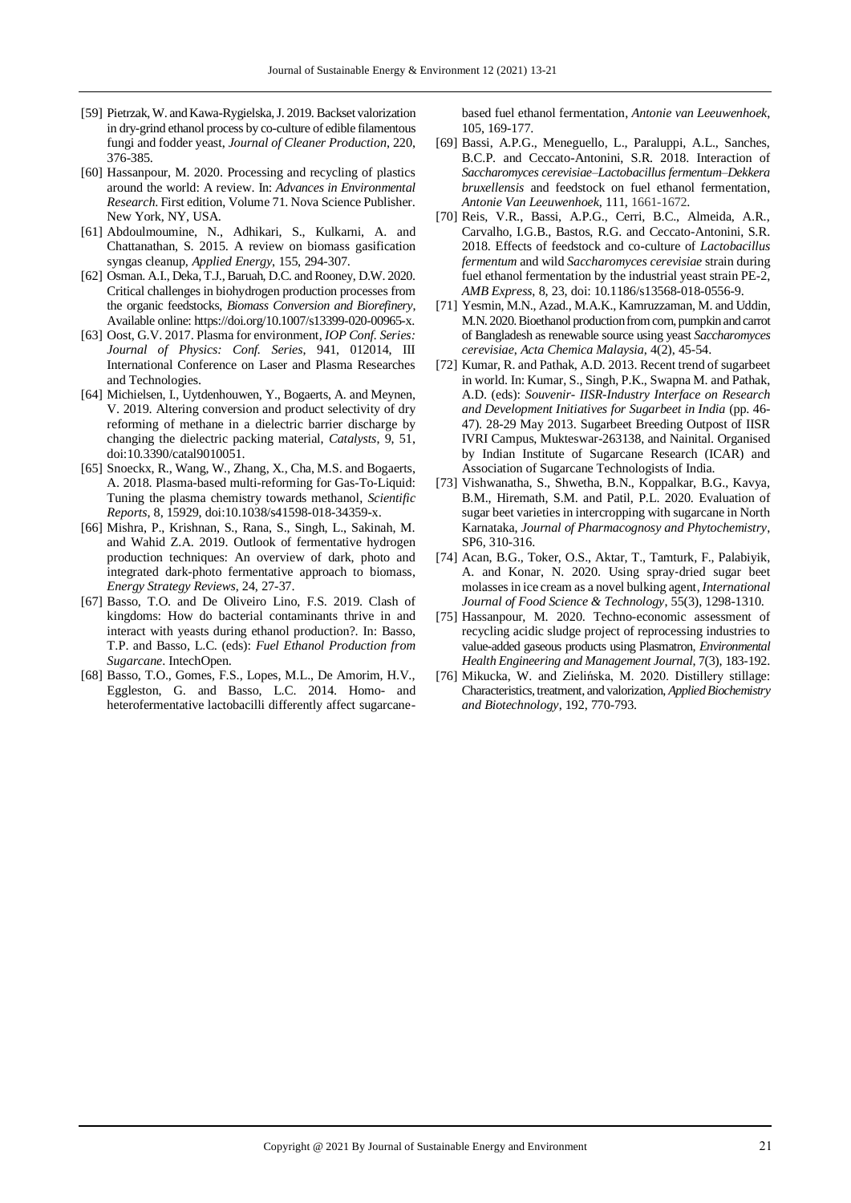[59] Pietrzak, W. and Kawa-Rygielska, J. 2019. Backset valorization in dry-grind ethanol process by co-culture of edible filamentous fungi and fodder yeast, *Journal of Cleaner Production*, 220, 376-385.

[60] Hassanpour, M. 2020. Processing and recycling of plastics around the world: A review. In: *Advances in Environmental Research*. First edition, Volume 71. Nova Science Publisher. New York, NY, USA.

[61] Abdoulmoumine, N., Adhikari, S., Kulkarni, A. and Chattanathan, S. 2015. A review on biomass gasification syngas cleanup, *Applied Energy*, 155, 294-307.

[62] Osman. A.I., Deka, T.J., Baruah, D.C. and Rooney, D.W. 2020. Critical challenges in biohydrogen production processes from the organic feedstocks, *Biomass Conversion and Biorefinery*, Available online: https://doi.org/10.1007/s13399-020-00965-x.

[63] Oost, G.V. 2017. Plasma for environment, *IOP Conf. Series: Journal of Physics: Conf. Series*, 941, 012014, III International Conference on Laser and Plasma Researches and Technologies.

[64] Michielsen, I., Uytdenhouwen, Y., Bogaerts, A. and Meynen, V. 2019. Altering conversion and product selectivity of dry reforming of methane in a dielectric barrier discharge by changing the dielectric packing material, *Catalysts*, 9, 51, doi:10.3390/catal9010051.

[65] Snoeckx, R., Wang, W., Zhang, X., Cha, M.S. and Bogaerts, A. 2018. Plasma-based multi-reforming for Gas-To-Liquid: Tuning the plasma chemistry towards methanol, *Scientific Reports*, 8, 15929, doi:10.1038/s41598-018-34359-x.

[66] Mishra, P., Krishnan, S., Rana, S., Singh, L., Sakinah, M. and Wahid Z.A. 2019. Outlook of fermentative hydrogen production techniques: An overview of dark, photo and integrated dark-photo fermentative approach to biomass, *Energy Strategy Reviews*, 24, 27-37.

[67] Basso, T.O. and De Oliveiro Lino, F.S. 2019. Clash of kingdoms: How do bacterial contaminants thrive in and interact with yeasts during ethanol production?. In: Basso, T.P. and Basso, L.C. (eds): *Fuel Ethanol Production from Sugarcane*. IntechOpen.

[68] Basso, T.O., Gomes, F.S., Lopes, M.L., De Amorim, H.V., Eggleston, G. and Basso, L.C. 2014. Homo- and heterofermentative lactobacilli differently affect sugarcane-based fuel ethanol fermentation, *Antonie van Leeuwenhoek*, 105, 169-177.

[69] Bassi, A.P.G., Meneguello, L., Paraluppi, A.L., Sanches, B.C.P. and Ceccato-Antonini, S.R. 2018. Interaction of *Saccharomyces cerevisiae*–*Lactobacillus fermentum*–*Dekkera bruxellensis* and feedstock on fuel ethanol fermentation, *Antonie Van Leeuwenhoek*, 111, 1661-1672.

[70] Reis, V.R., Bassi, A.P.G., Cerri, B.C., Almeida, A.R., Carvalho, I.G.B., Bastos, R.G. and Ceccato-Antonini, S.R. 2018. Effects of feedstock and co-culture of *Lactobacillus fermentum* and wild *Saccharomyces cerevisiae* strain during fuel ethanol fermentation by the industrial yeast strain PE-2, *AMB Express*, 8, 23, doi: 10.1186/s13568-018-0556-9.

[71] Yesmin, M.N., Azad., M.A.K., Kamruzzaman, M. and Uddin, M.N. 2020. Bioethanol production from corn, pumpkin and carrot of Bangladesh as renewable source using yeast *Saccharomyces cerevisiae*, *Acta Chemica Malaysia*, 4(2), 45-54.

[72] Kumar, R. and Pathak, A.D. 2013. Recent trend of sugarbeet in world. In: Kumar, S., Singh, P.K., Swapna M. and Pathak, A.D. (eds): *Souvenir- IISR-Industry Interface on Research and Development Initiatives for Sugarbeet in India* (pp. 46-47). 28-29 May 2013. Sugarbeet Breeding Outpost of IISR IVRI Campus, Mukteswar-263138, and Nainital. Organised by Indian Institute of Sugarcane Research (ICAR) and Association of Sugarcane Technologists of India.

[73] Vishwanatha, S., Shwetha, B.N., Koppalkar, B.G., Kavya, B.M., Hiremath, S.M. and Patil, P.L. 2020. Evaluation of sugar beet varieties in intercropping with sugarcane in North Karnataka, *Journal of Pharmacognosy and Phytochemistry*, SP6, 310-316.

[74] Acan, B.G., Toker, O.S., Aktar, T., Tamturk, F., Palabiyik, A. and Konar, N. 2020. Using spray-dried sugar beet molasses in ice cream as a novel bulking agent, *International Journal of Food Science & Technology*, 55(3), 1298-1310.

[75] Hassanpour, M. 2020. Techno-economic assessment of recycling acidic sludge project of reprocessing industries to value-added gaseous products using Plasmatron, *Environmental Health Engineering and Management Journal*, 7(3), 183-192.

[76] Mikucka, W. and Zielińska, M. 2020. Distillery stillage: Characteristics, treatment, and valorization, *Applied Biochemistry and Biotechnology*, 192, 770-793.